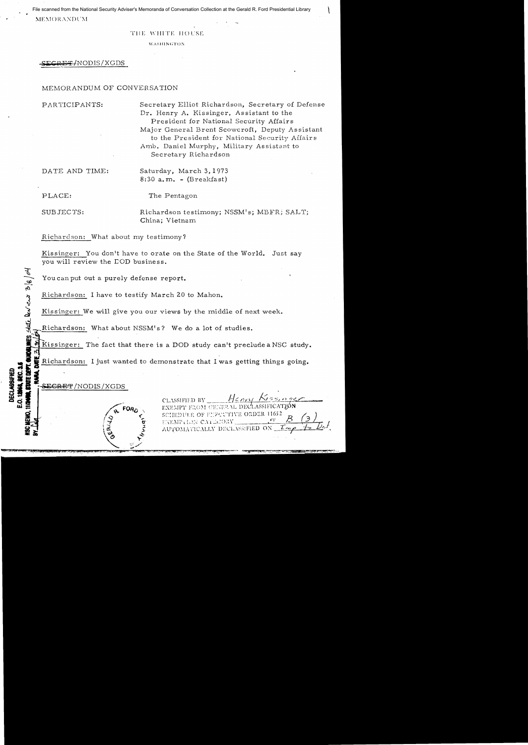File scanned from the National Security Adviser's Memoranda of Conversation Collection at the Gerald R. Ford Presidential Library

MEMORANDUM

THE WHITE HOUSE

WASHINGTON

~~SECRET~~/NODIS/XGDS

MEMORANDUM OF CONVERSATION

PARTICIPANTS: Secretary Elliot Richardson, Secretary of Defense
Dr. Henry A. Kissinger, Assistant to the President for National Security Affairs
Major General Brent Scowcroft, Deputy Assistant to the President for National Security Affairs
Amb. Daniel Murphy, Military Assistant to Secretary Richardson

DATE AND TIME: Saturday, March 3, 1973
8:30 a.m. - (Breakfast)

PLACE: The Pentagon

SUBJECTS: Richardson testimony; NSSM's; MBFR; SALT; China; Vietnam

Richardson: What about my testimony?

Kissinger: You don't have to orate on the State of the World. Just say you will review the DOD business.

You can put out a purely defense report.

Richardson: I have to testify March 20 to Mahon.

Kissinger: We will give you our views by the middle of next week.

Richardson: What about NSSM's? We do a lot of studies.

Kissinger: The fact that there is a DOD study can't preclude a NSC study.

Richardson: I just wanted to demonstrate that I was getting things going.

~~SECRET~~/NODIS/XGDS

DECLASSIFIED
E.O. 12958, SEC. 3.5
NSC MEMO, 11/24/98, STATE DEPT. GUIDELINES, State Review 3/6/04
BY [illegible], NARA, DATE 3/2/04

CLASSIFIED BY Henry Kissinger
EXEMPT FROM GENERAL DECLASSIFICATION
SCHEDULE OF EXECUTIVE ORDER 11652
EXEMPTION CATEGORY 5 B (3)
AUTOMATICALLY DECLASSIFIED ON Imp to Det.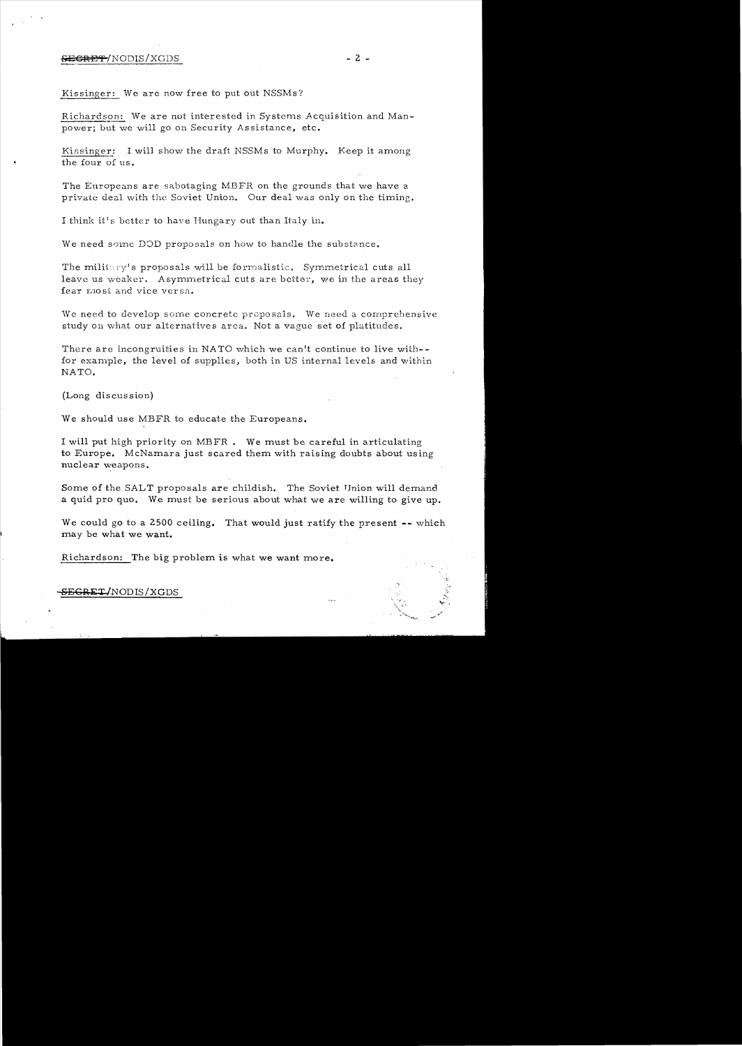Kissinger: We are now free to put out NSSMs?

Richardson: We are not interested in Systems Acquisition and Manpower; but we will go on Security Assistance, etc.

Kissinger: I will show the draft NSSMs to Murphy. Keep it among the four of us.

The Europeans are sabotaging MBFR on the grounds that we have a private deal with the Soviet Union. Our deal was only on the timing.

I think it's better to have Hungary out than Italy in.

We need some DOD proposals on how to handle the substance.

The military's proposals will be formalistic. Symmetrical cuts all leave us weaker. Asymmetrical cuts are better, we in the areas they fear most and vice versa.

We need to develop some concrete proposals. We need a comprehensive study on what our alternatives area. Not a vague set of platitudes.

There are incongruities in NATO which we can't continue to live with--for example, the level of supplies, both in US internal levels and within NATO.

(Long discussion)

We should use MBFR to educate the Europeans.

I will put high priority on MBFR . We must be careful in articulating to Europe. McNamara just scared them with raising doubts about using nuclear weapons.

Some of the SALT proposals are childish. The Soviet Union will demand a quid pro quo. We must be serious about what we are willing to give up.

We could go to a 2500 ceiling. That would just ratify the present -- which may be what we want.

Richardson: The big problem is what we want more.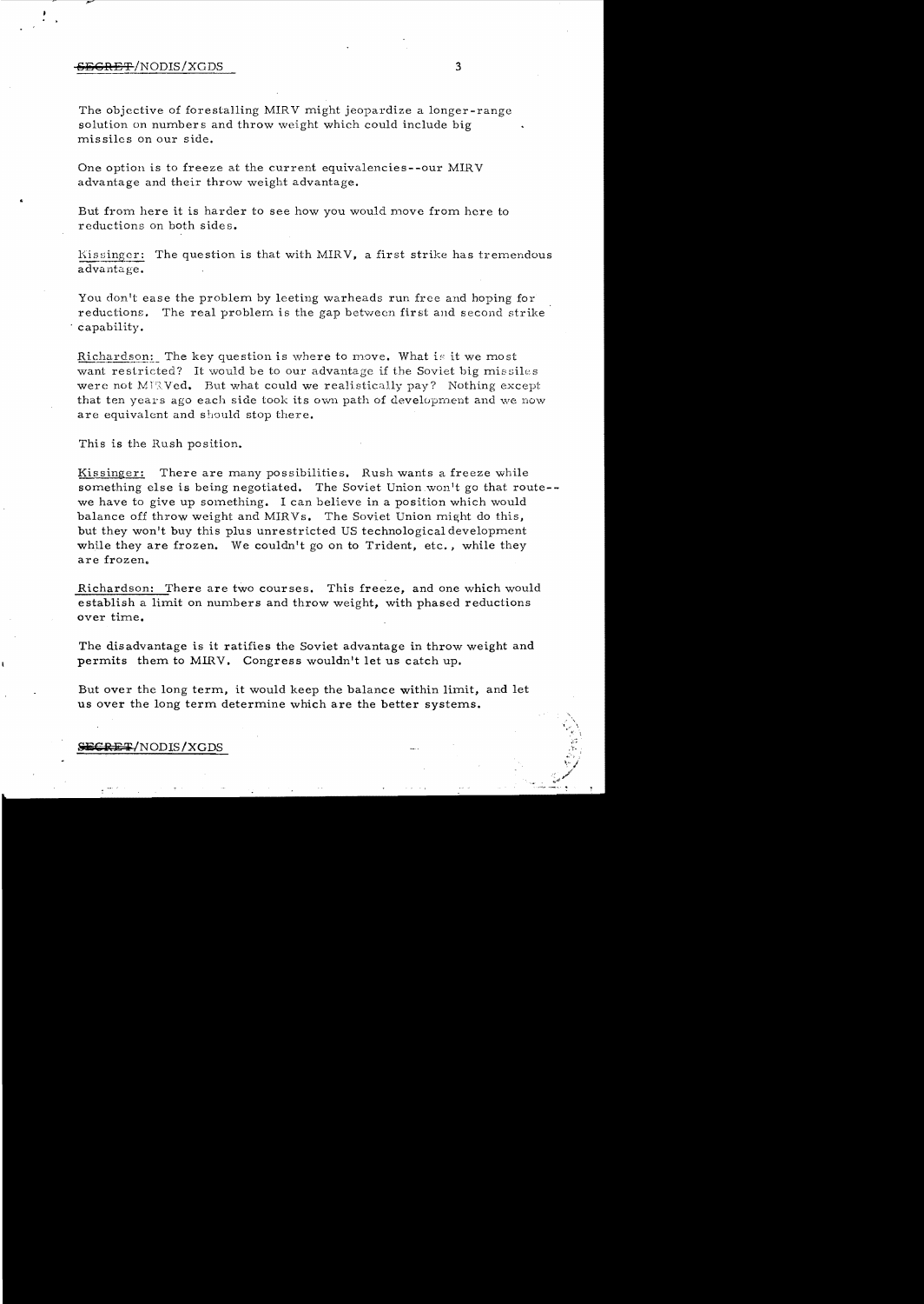The objective of forestalling MIRV might jeopardize a longer-range solution on numbers and throw weight which could include big missiles on our side.

One option is to freeze at the current equivalencies--our MIRV advantage and their throw weight advantage.

But from here it is harder to see how you would move from here to reductions on both sides.

Kissinger: The question is that with MIRV, a first strike has tremendous advantage.

You don't ease the problem by leeting warheads run free and hoping for reductions. The real problem is the gap between first and second strike capability.

Richardson: The key question is where to move. What is it we most want restricted? It would be to our advantage if the Soviet big missiles were not MIRVed. But what could we realistically pay? Nothing except that ten years ago each side took its own path of development and we now are equivalent and should stop there.

This is the Rush position.

Kissinger: There are many possibilities. Rush wants a freeze while something else is being negotiated. The Soviet Union won't go that route--we have to give up something. I can believe in a position which would balance off throw weight and MIRVs. The Soviet Union might do this, but they won't buy this plus unrestricted US technological development while they are frozen. We couldn't go on to Trident, etc., while they are frozen.

Richardson: There are two courses. This freeze, and one which would establish a limit on numbers and throw weight, with phased reductions over time.

The disadvantage is it ratifies the Soviet advantage in throw weight and permits them to MIRV. Congress wouldn't let us catch up.

But over the long term, it would keep the balance within limit, and let us over the long term determine which are the better systems.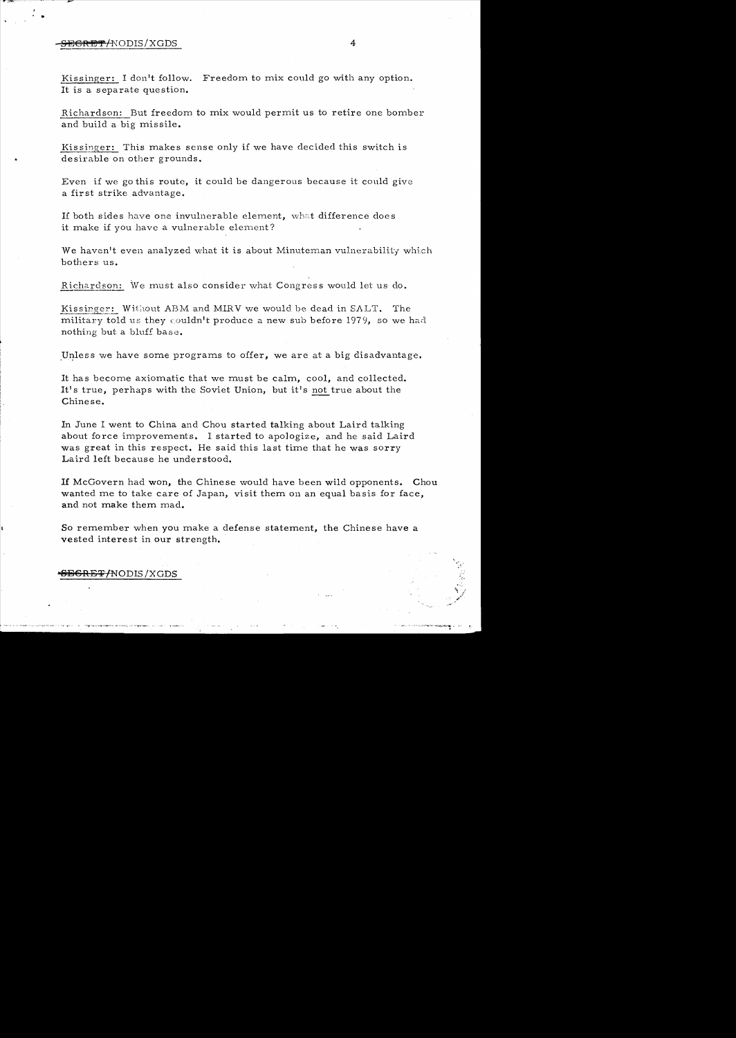Kissinger: I don't follow. Freedom to mix could go with any option. It is a separate question.

Richardson: But freedom to mix would permit us to retire one bomber and build a big missile.

Kissinger: This makes sense only if we have decided this switch is desirable on other grounds.

Even if we go this route, it could be dangerous because it could give a first strike advantage.

If both sides have one invulnerable element, what difference does it make if you have a vulnerable element?

We haven't even analyzed what it is about Minuteman vulnerability which bothers us.

Richardson: We must also consider what Congress would let us do.

Kissinger: Without ABM and MIRV we would be dead in SALT. The military told us they couldn't produce a new sub before 1979, so we had nothing but a bluff base.

Unless we have some programs to offer, we are at a big disadvantage.

It has become axiomatic that we must be calm, cool, and collected. It's true, perhaps with the Soviet Union, but it's not true about the Chinese.

In June I went to China and Chou started talking about Laird talking about force improvements. I started to apologize, and he said Laird was great in this respect. He said this last time that he was sorry Laird left because he understood.

If McGovern had won, the Chinese would have been wild opponents. Chou wanted me to take care of Japan, visit them on an equal basis for face, and not make them mad.

So remember when you make a defense statement, the Chinese have a vested interest in our strength.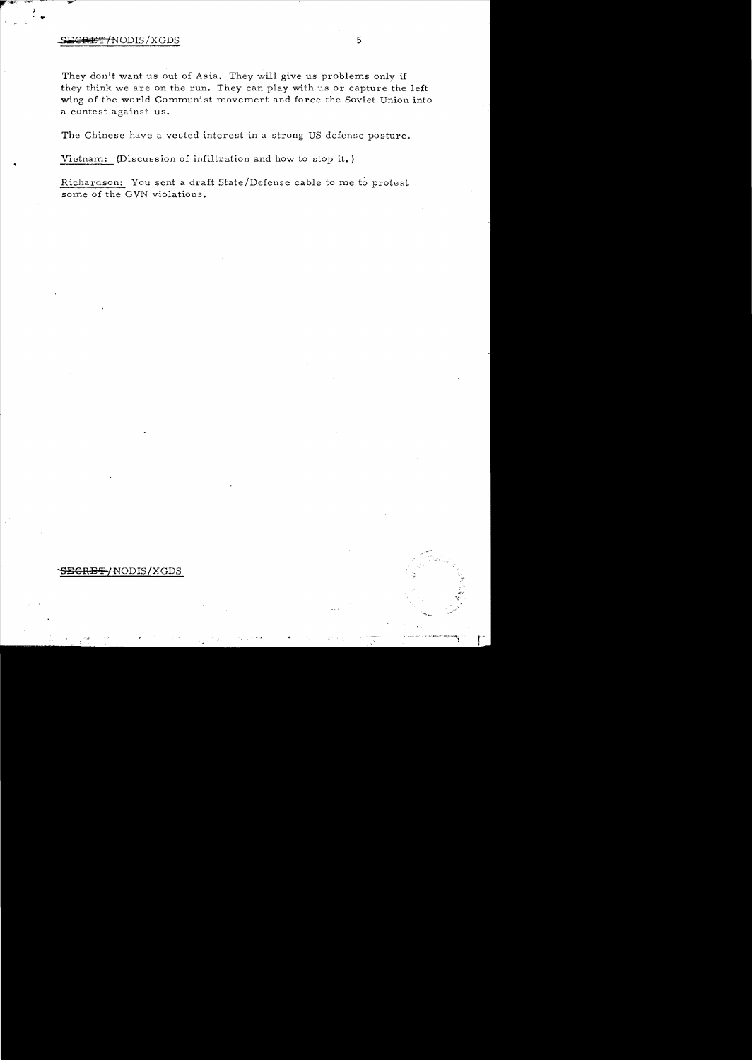They don't want us out of Asia. They will give us problems only if they think we are on the run. They can play with us or capture the left wing of the world Communist movement and force the Soviet Union into a contest against us.

The Chinese have a vested interest in a strong US defense posture.

Vietnam: (Discussion of infiltration and how to stop it.)

Richardson: You sent a draft State/Defense cable to me to protest some of the GVN violations.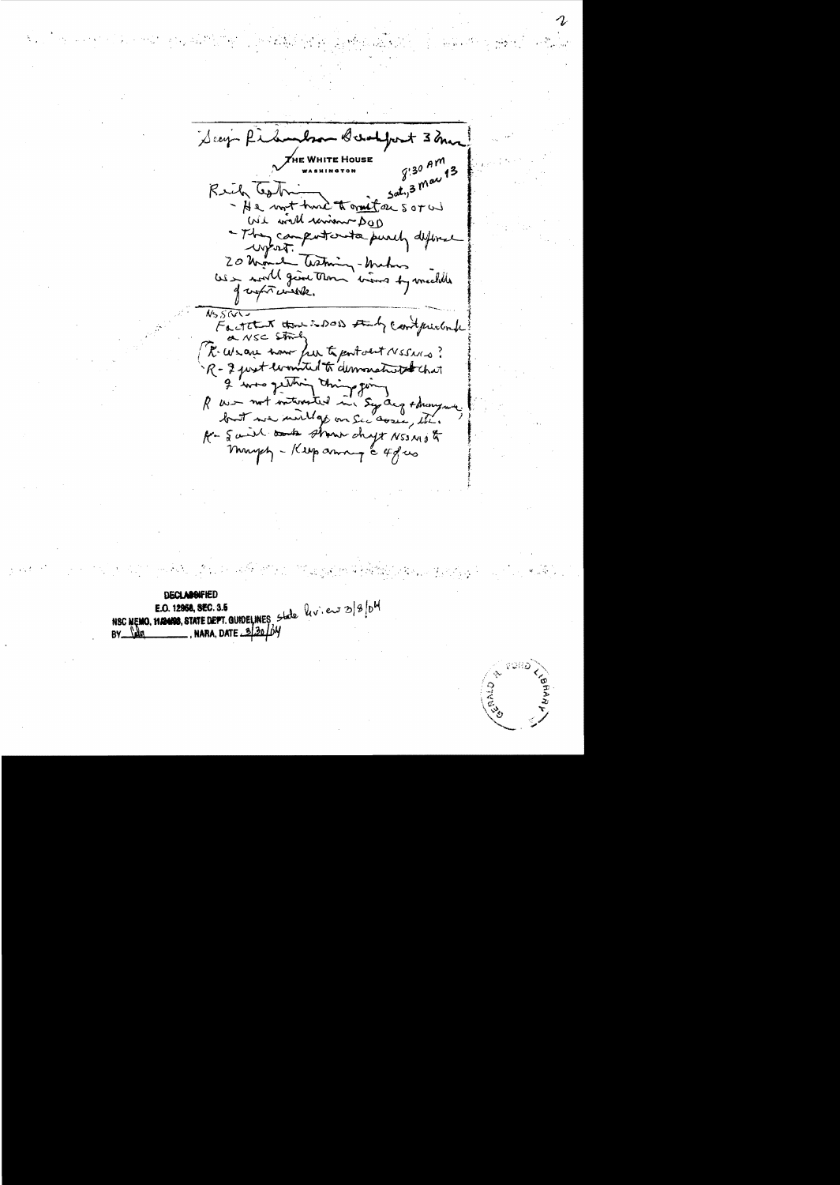Scowcroft, Richardson, Buchen 3 Mar

THE WHITE HOUSE
WASHINGTON

8:30 AM
Sat, 3 Mar 13

Rich Goldstein
- He not tried to omit SOTW
We will review DOD
- They can point out a purely defense
  input.
20 Marshal testing - Mahon
We will give them views by middle
of next week.

NSSM -
Fact that there is DOD study can't preclude
a NSC study
[K: We are now free to put out NSSMs?
R - I just wanted to demonstrate that
I was getting things going
R we not interested in Sy Aug + Thompson
but we will go on Sec areas, etc.
K - Said was shown draft NSSM to
Murphy - Keep among 4 of us

DECLASSIFIED
E.O. 12958, SEC. 3.5
NSC MEMO, 11/24/98, STATE DEPT. GUIDELINES State Rev. ew 3/8/04
BY dal, NARA, DATE 3/30/04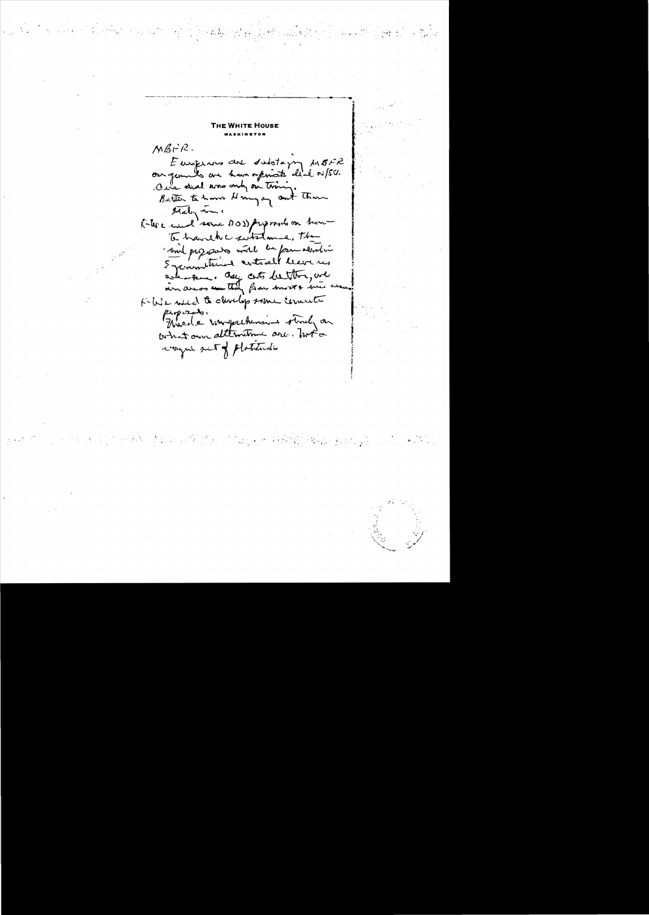**THE WHITE HOUSE**
WASHINGTON

MBFR.

Europeans are sabotaging MBFR on grounds we have separate deal w/SU. Our deal was only on timing.
Better to have Hungary out than Italy in.

K-We need some DOD proposals on how to handle substance. The mil proposals will be for selection of 5 [?] entail leave us [?] Any cuts better, we [?] areas [?]

K-We need to develop some concrete proposals.
There'll be comprehensive study on what our alternatives are. Not a vague set of platitudes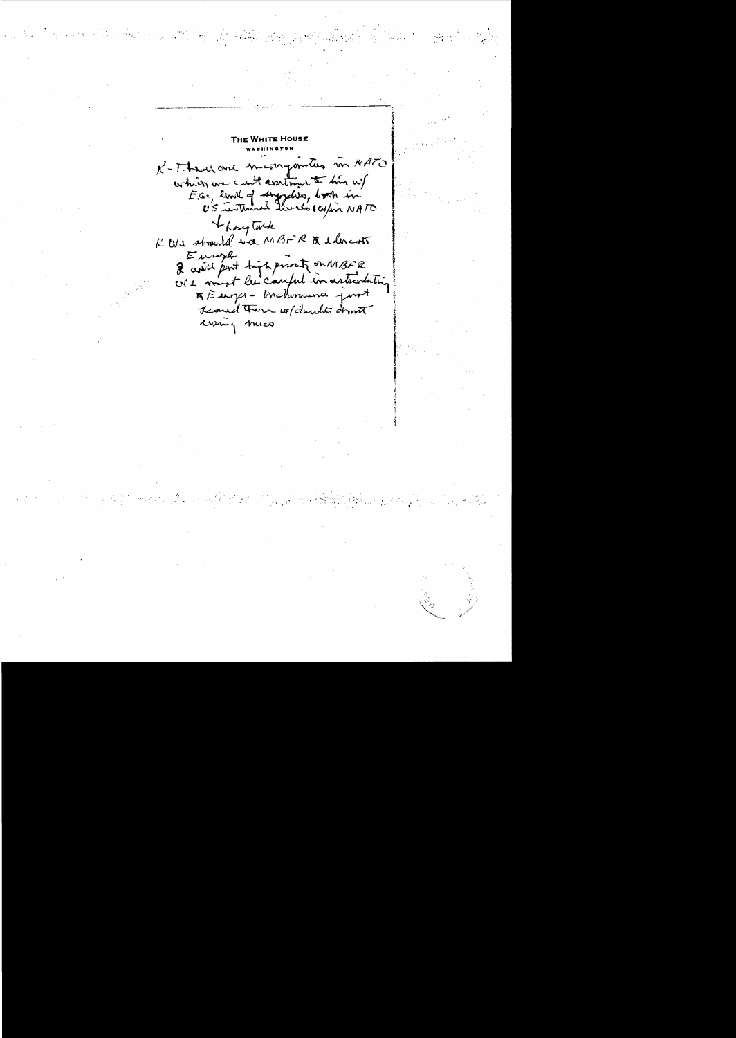THE WHITE HOUSE

WASHINGTON

K - There are incongruities in NATO which we can't continue to live w/ E.G., level of supplies, both in US internal levels & w/in NATO

+ Long Talk

K We should use MBFR to educate Europe

& will put high priority on MBFR

We must be careful in orchestrating to Europe - McNamara just scared them w/ doubts about using nucs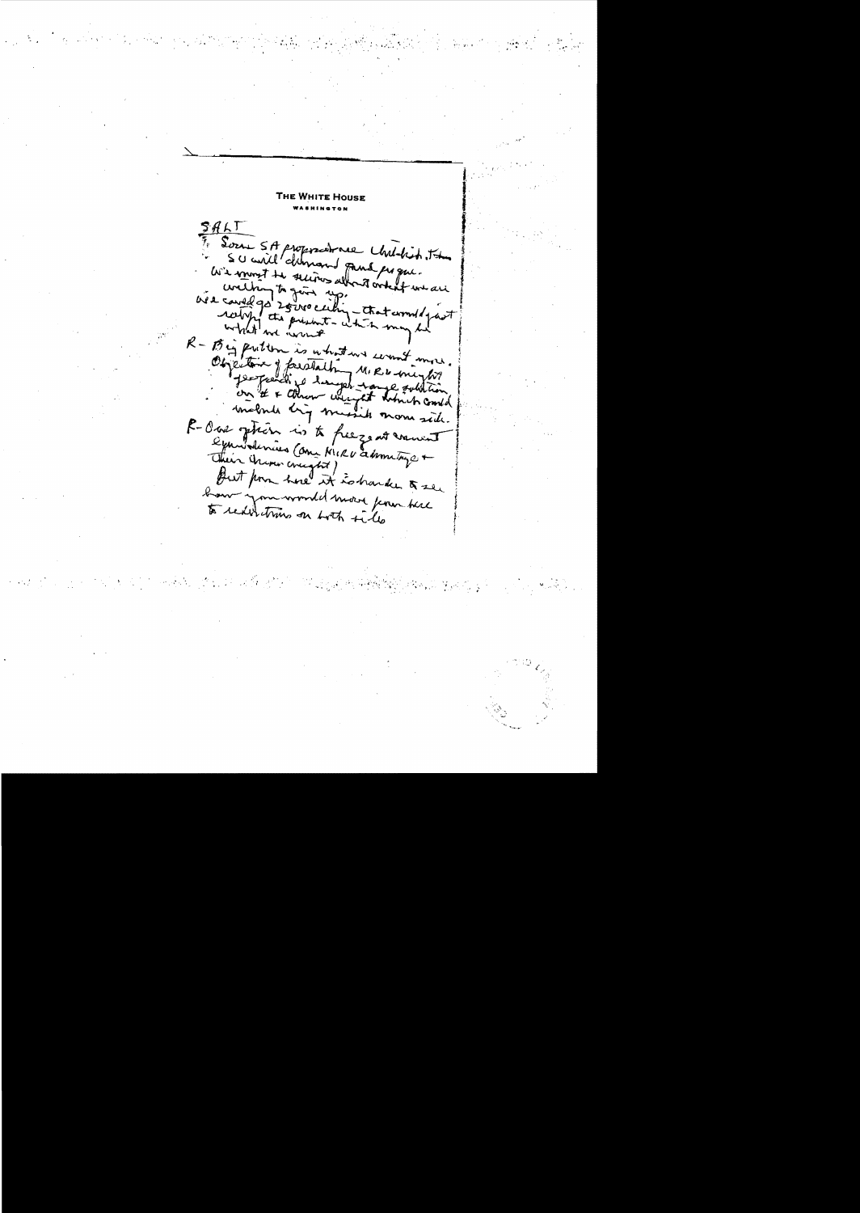THE WHITE HOUSE
WASHINGTON

SALT

F. Some SA proposals are, I think, SU will demand & will propose.
We must be serious about what we are willing to give up.
We could go 2500 ceiling – that would just ratify the present – which may be what we want.

R – Big problem is what we want more. Objective of forestalling MIRV might
jeopardize a longer range solution on # & throw weight which could include big missile on our side.

R – One option is to freeze at current expenditures (our MIRV advantage & their throw weight)
But from here it is harder to see how you would move from here to reductions on both sides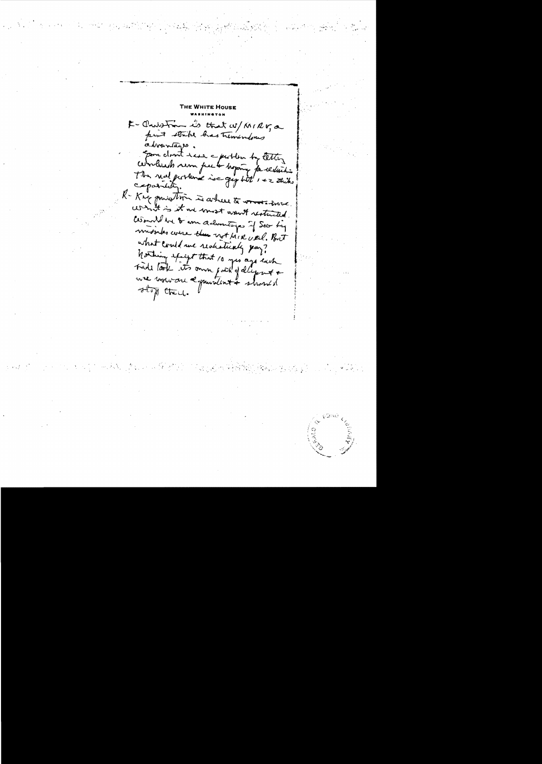THE WHITE HOUSE

WASHINGTON

K - Question is that w/ MIRV, a first strike has tremendous advantages.

You don't see a problem by letting warheads run free + hoping for reductions. The real problem is <u>our</u> first strike capacity.

K - Key question is where to worry more. What is it we most want restricted. Would be to our advantage if Sov. big missiles were then not MIRVed. But what could we realistically pay? Nothing except that 10 yrs ago each side took its own path of deployment + we now are equivalent + should stop there.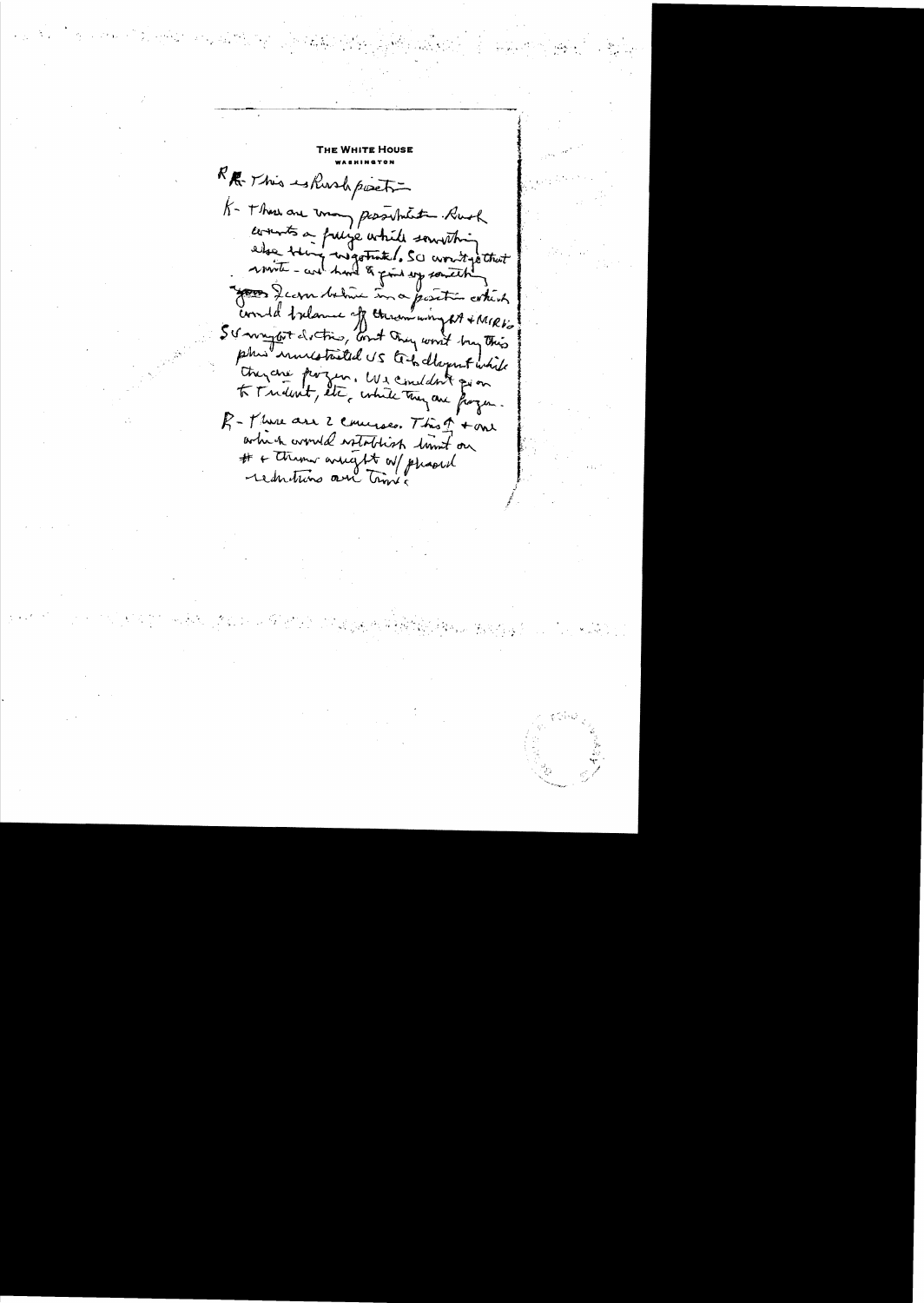**THE WHITE HOUSE**
WASHINGTON

R - This is Rush position –

K - There are many possibilities. Rush wants a freeze while something else being negotiated. So won't go that route - and hard to give up something. Soviets Ican believe in a position which would balance off throw-weight + MIRV – SU might do this, but they won't buy this plus unrestricted US to deploy while they are frozen. We couldn't go on to Trident, etc, while they are frozen.

R - There are 2 courses. This one + one which would establish limit on # + throw weight w/ phased reductions over time.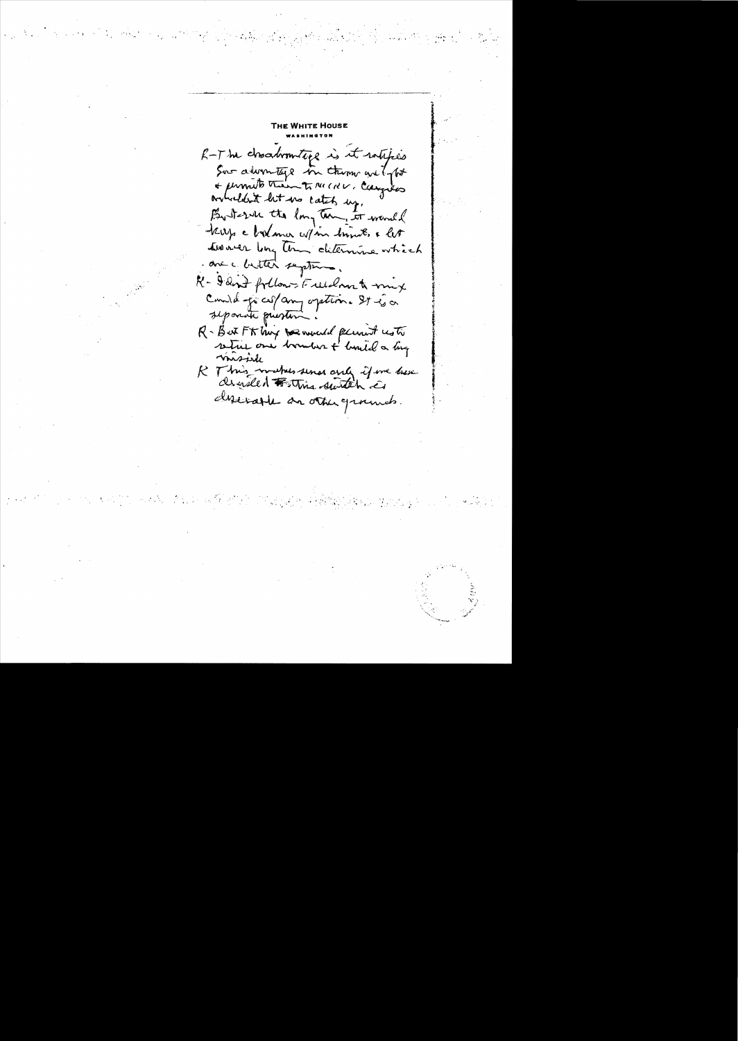THE WHITE HOUSE

WASHINGTON

R - The disadvantage is it satisfies Sov advantage in throw wt, & permits them to MIRV. Congress wouldn't let us catch up. But over the long term, it would keep a balance w/in limits, & let whoever long term determine which are better systems.

K - I don't follow - Freedom to mix could go w/any option. It is a separate question.

R - But FB[?] long would permit us to retire our bombers & build a big missile

K This makes sense only if we have decided this switch is desirable on other grounds.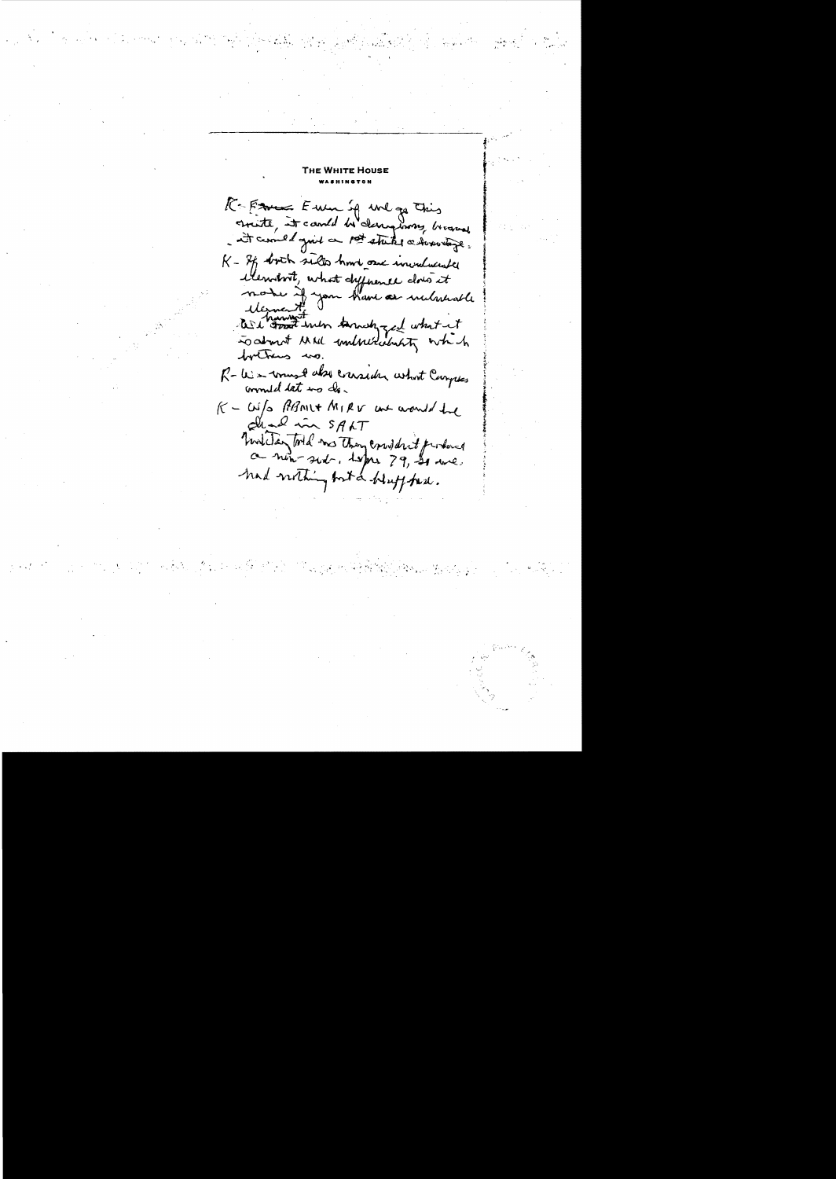THE WHITE HOUSE
WASHINGTON

R - France Even if we go this route, it could be dangerous, because it could give a 1st strike advantage.

K - If both sides have one invulnerable element, what difference does it make if you have an vulnerable element. But haven't been analyzed what it is about MM vulnerability which bothers us.

R - We must also consider what Congress would let us do.

K - W/o ABM + MIRV we would be dead in SALT

Military told us they couldn't produce a new sub. before 79, so we had nothing but a bluff-bed.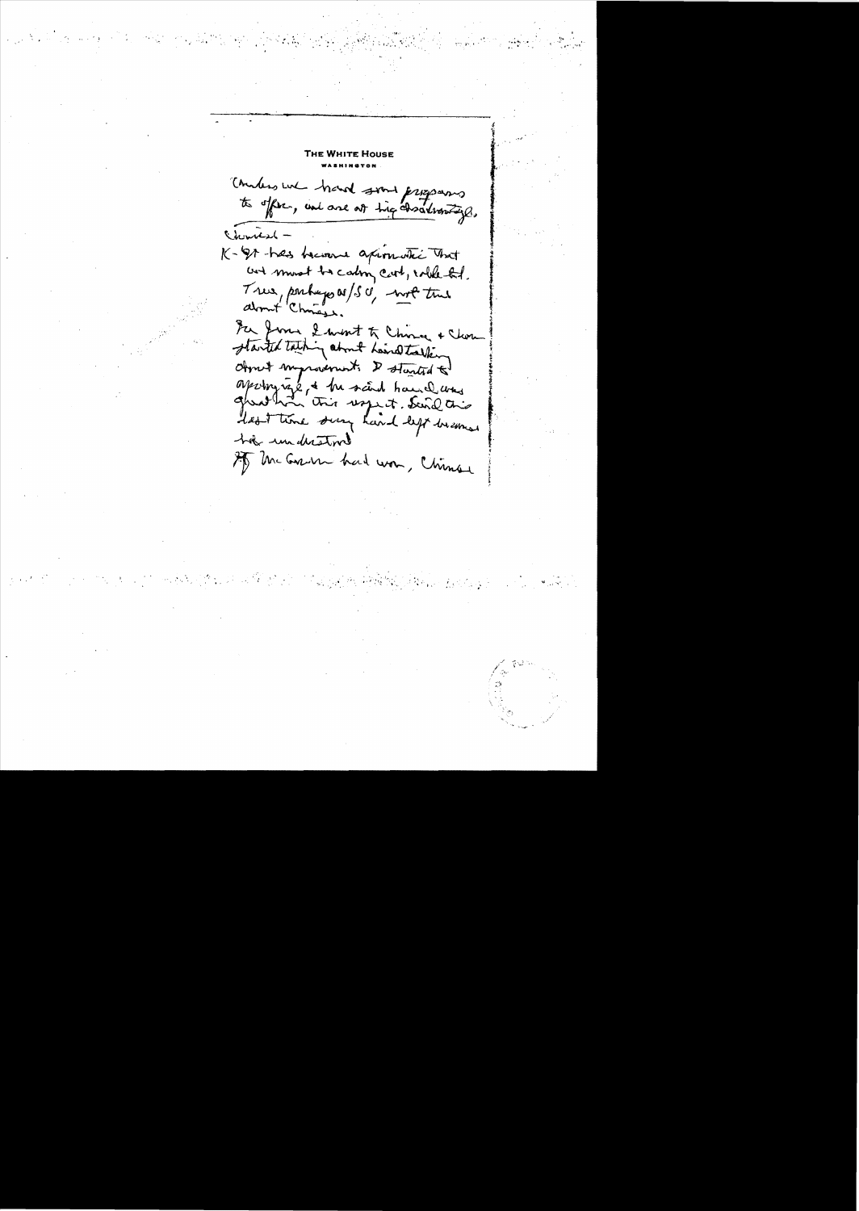**THE WHITE HOUSE**
WASHINGTON

Unless we have some programs to offer, we are at big disadvantage.

Chinese –

K-G has become a firm conviction that we must be calm, cool, reliable. True, perhaps w/SU, not true about Chinese.

The former I went to China & Chou started talking about hand talking about improvement. I started to apologize, & he said hand was good him this respect. Said this last time saying hand left because he understood

If McGovern had won, Chinese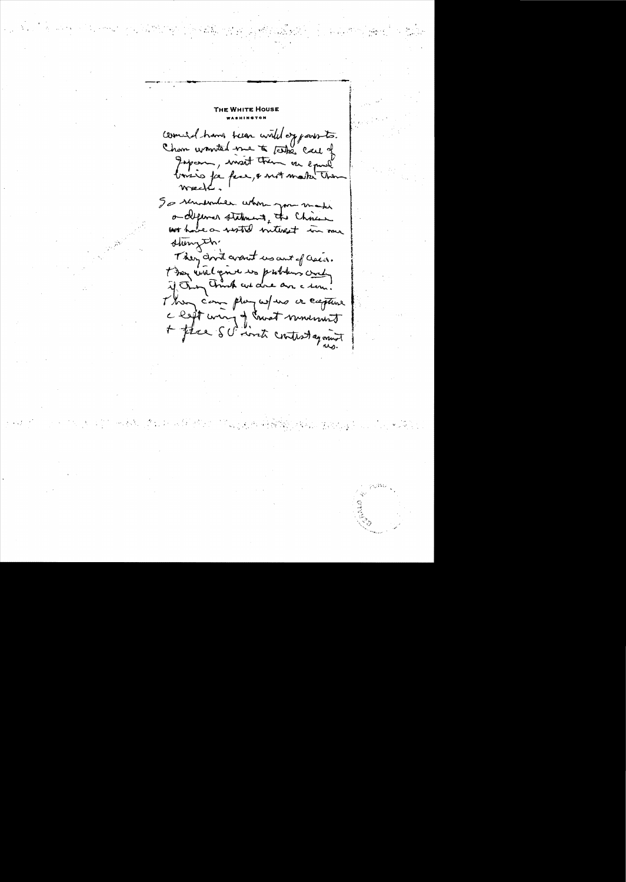THE WHITE HOUSE
WASHINGTON

would have been wild opponents.
Chou wanted me to take care of Japan, must them on equal basis for fear, & not make them weak.

So remember when you make a defense statement, the Chinese have a vested interest in our strength.

They don't want us out of Asia. They will give us problems only if they think we are a sure. They can play w/us a capture c left wing of mvt movement & face SU with contest against us.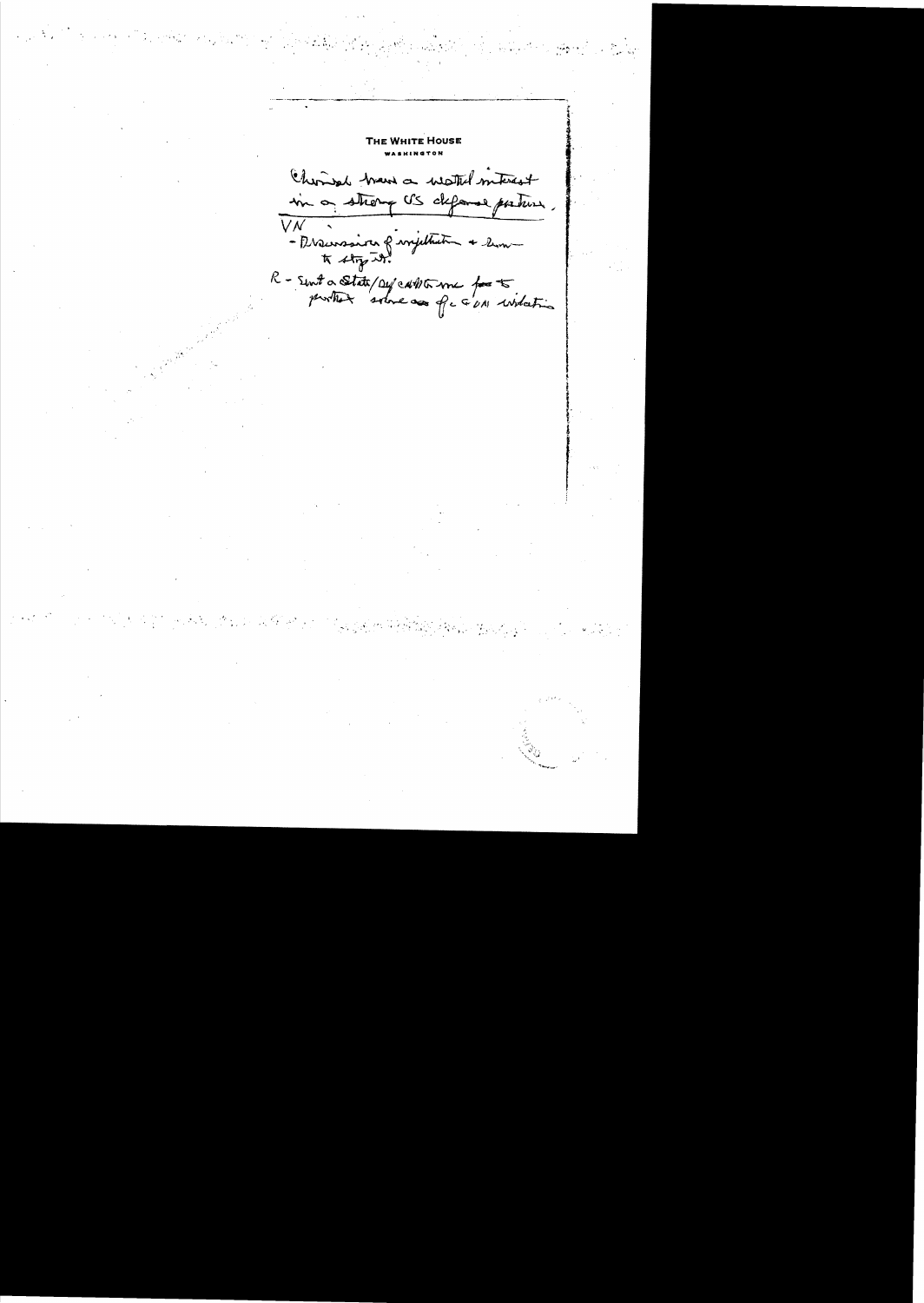THE WHITE HOUSE
WASHINGTON

Chinese have a vital interest in a strong US defense posture.

VN
- Discussion of infiltration & how to stop it.

R - Sent a State/Def cable to me how to protest serious aspects of VN violations